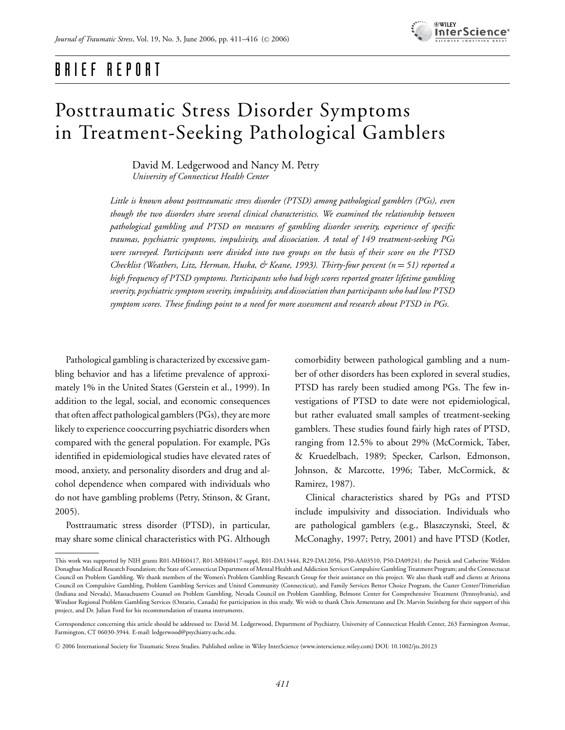BRIEF REPORT

# Posttraumatic Stress Disorder Symptoms in Treatment-Seeking Pathological Gamblers

David M. Ledgerwood and Nancy M. Petry
*University of Connecticut Health Center*

*Little is known about posttraumatic stress disorder (PTSD) among pathological gamblers (PGs), even though the two disorders share several clinical characteristics. We examined the relationship between pathological gambling and PTSD on measures of gambling disorder severity, experience of specific traumas, psychiatric symptoms, impulsivity, and dissociation. A total of 149 treatment-seeking PGs were surveyed. Participants were divided into two groups on the basis of their score on the PTSD Checklist (Weathers, Litz, Herman, Huska, & Keane, 1993). Thirty-four percent (n = 51) reported a high frequency of PTSD symptoms. Participants who had high scores reported greater lifetime gambling severity, psychiatric symptom severity, impulsivity, and dissociation than participants who had low PTSD symptom scores. These findings point to a need for more assessment and research about PTSD in PGs.*

Pathological gambling is characterized by excessive gambling behavior and has a lifetime prevalence of approximately 1% in the United States (Gerstein et al., 1999). In addition to the legal, social, and economic consequences that often affect pathological gamblers (PGs), they are more likely to experience cooccurring psychiatric disorders when compared with the general population. For example, PGs identified in epidemiological studies have elevated rates of mood, anxiety, and personality disorders and drug and alcohol dependence when compared with individuals who do not have gambling problems (Petry, Stinson, & Grant, 2005).

Posttraumatic stress disorder (PTSD), in particular, may share some clinical characteristics with PG. Although comorbidity between pathological gambling and a number of other disorders has been explored in several studies, PTSD has rarely been studied among PGs. The few investigations of PTSD to date were not epidemiological, but rather evaluated small samples of treatment-seeking gamblers. These studies found fairly high rates of PTSD, ranging from 12.5% to about 29% (McCormick, Taber, & Kruedelbach, 1989; Specker, Carlson, Edmonson, Johnson, & Marcotte, 1996; Taber, McCormick, & Ramirez, 1987).

Clinical characteristics shared by PGs and PTSD include impulsivity and dissociation. Individuals who are pathological gamblers (e.g., Blaszczynski, Steel, & McConaghy, 1997; Petry, 2001) and have PTSD (Kotler,

---

This work was supported by NIH grants R01-MH60417, R01-MH60417-suppl, R01-DA13444, R29-DA12056, P50-AA03510, P50-DA09241; the Patrick and Catherine Weldon Donaghue Medical Research Foundation; the State of Connecticut Department of Mental Health and Addiction Services Compulsive Gambling Treatment Program; and the Connectucut Council on Problem Gambling. We thank members of the Women's Problem Gambling Research Group for their assistance on this project. We also thank staff and clients at Arizona Council on Compulsive Gambling, Problem Gambling Services and United Community (Connecticut), and Family Services Bettor Choice Program, the Custer Center/Trimeridian (Indiana and Nevada), Massachusetts Counsel on Problem Gambling, Nevada Council on Problem Gambling, Belmont Center for Comprehensive Treatment (Pennsylvania), and Windsor Regional Problem Gambling Services (Ontario, Canada) for participation in this study. We wish to thank Chris Armentano and Dr. Marvin Steinberg for their support of this project, and Dr. Julian Ford for his recommendation of trauma instruments.

Correspondence concerning this article should be addressed to: David M. Ledgerwood, Department of Psychiatry, University of Connecticut Health Center, 263 Farmington Avenue, Farmington, CT 06030-3944. E-mail: ledgerwood@psychiatry.uchc.edu.

© 2006 International Society for Traumatic Stress Studies. Published online in Wiley InterScience (www.interscience.wiley.com) DOI: 10.1002/jts.20123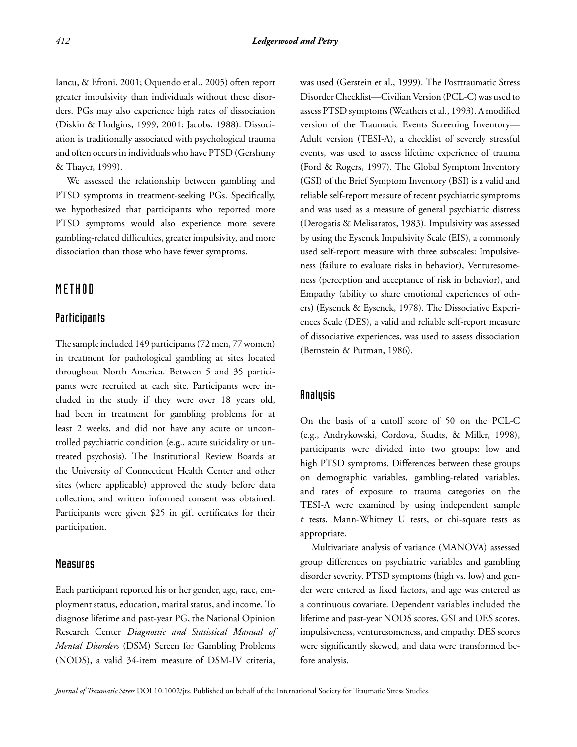Iancu, & Efroni, 2001; Oquendo et al., 2005) often report greater impulsivity than individuals without these disorders. PGs may also experience high rates of dissociation (Diskin & Hodgins, 1999, 2001; Jacobs, 1988). Dissociation is traditionally associated with psychological trauma and often occurs in individuals who have PTSD (Gershuny & Thayer, 1999).

We assessed the relationship between gambling and PTSD symptoms in treatment-seeking PGs. Specifically, we hypothesized that participants who reported more PTSD symptoms would also experience more severe gambling-related difficulties, greater impulsivity, and more dissociation than those who have fewer symptoms.

# METHOD

## Participants

The sample included 149 participants (72 men, 77 women) in treatment for pathological gambling at sites located throughout North America. Between 5 and 35 participants were recruited at each site. Participants were included in the study if they were over 18 years old, had been in treatment for gambling problems for at least 2 weeks, and did not have any acute or uncontrolled psychiatric condition (e.g., acute suicidality or untreated psychosis). The Institutional Review Boards at the University of Connecticut Health Center and other sites (where applicable) approved the study before data collection, and written informed consent was obtained. Participants were given $25 in gift certificates for their participation.

## Measures

Each participant reported his or her gender, age, race, employment status, education, marital status, and income. To diagnose lifetime and past-year PG, the National Opinion Research Center *Diagnostic and Statistical Manual of Mental Disorders* (DSM) Screen for Gambling Problems (NODS), a valid 34-item measure of DSM-IV criteria, was used (Gerstein et al., 1999). The Posttraumatic Stress Disorder Checklist—Civilian Version (PCL-C) was used to assess PTSD symptoms (Weathers et al., 1993). A modified version of the Traumatic Events Screening Inventory—Adult version (TESI-A), a checklist of severely stressful events, was used to assess lifetime experience of trauma (Ford & Rogers, 1997). The Global Symptom Inventory (GSI) of the Brief Symptom Inventory (BSI) is a valid and reliable self-report measure of recent psychiatric symptoms and was used as a measure of general psychiatric distress (Derogatis & Melisaratos, 1983). Impulsivity was assessed by using the Eysenck Impulsivity Scale (EIS), a commonly used self-report measure with three subscales: Impulsiveness (failure to evaluate risks in behavior), Venturesomeness (perception and acceptance of risk in behavior), and Empathy (ability to share emotional experiences of others) (Eysenck & Eysenck, 1978). The Dissociative Experiences Scale (DES), a valid and reliable self-report measure of dissociative experiences, was used to assess dissociation (Bernstein & Putman, 1986).

## Analysis

On the basis of a cutoff score of 50 on the PCL-C (e.g., Andrykowski, Cordova, Studts, & Miller, 1998), participants were divided into two groups: low and high PTSD symptoms. Differences between these groups on demographic variables, gambling-related variables, and rates of exposure to trauma categories on the TESI-A were examined by using independent sample *t* tests, Mann-Whitney U tests, or chi-square tests as appropriate.

Multivariate analysis of variance (MANOVA) assessed group differences on psychiatric variables and gambling disorder severity. PTSD symptoms (high vs. low) and gender were entered as fixed factors, and age was entered as a continuous covariate. Dependent variables included the lifetime and past-year NODS scores, GSI and DES scores, impulsiveness, venturesomeness, and empathy. DES scores were significantly skewed, and data were transformed before analysis.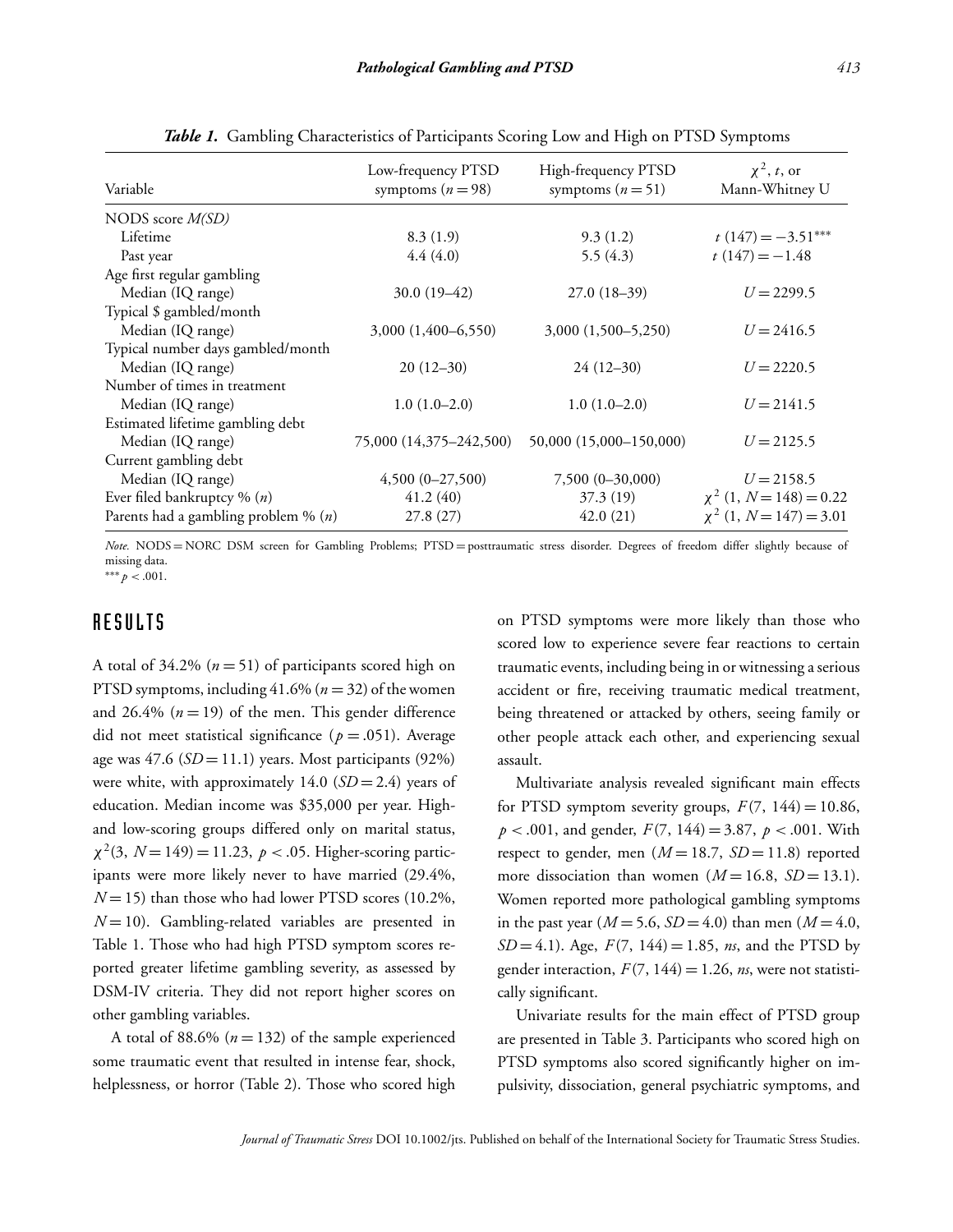*Table 1.* Gambling Characteristics of Participants Scoring Low and High on PTSD Symptoms

| Variable | Low-frequency PTSD symptoms ($n = 98$) | High-frequency PTSD symptoms ($n = 51$) | $\chi^2$, $t$, or Mann-Whitney U |
|---|---|---|---|
| NODS score *M(SD)* | | | |
| Lifetime | 8.3 (1.9) | 9.3 (1.2) | $t\ (147) = -3.51^{***}$ |
| Past year | 4.4 (4.0) | 5.5 (4.3) | $t\ (147) = -1.48$ |
| Age first regular gambling | | | |
| Median (IQ range) | 30.0 (19–42) | 27.0 (18–39) | $U = 2299.5$ |
| Typical $ gambled/month | | | |
| Median (IQ range) | 3,000 (1,400–6,550) | 3,000 (1,500–5,250) | $U = 2416.5$ |
| Typical number days gambled/month | | | |
| Median (IQ range) | 20 (12–30) | 24 (12–30) | $U = 2220.5$ |
| Number of times in treatment | | | |
| Median (IQ range) | 1.0 (1.0–2.0) | 1.0 (1.0–2.0) | $U = 2141.5$ |
| Estimated lifetime gambling debt | | | |
| Median (IQ range) | 75,000 (14,375–242,500) | 50,000 (15,000–150,000) | $U = 2125.5$ |
| Current gambling debt | | | |
| Median (IQ range) | 4,500 (0–27,500) | 7,500 (0–30,000) | $U = 2158.5$ |
| Ever filed bankruptcy % ($n$) | 41.2 (40) | 37.3 (19) | $\chi^2\ (1, N = 148) = 0.22$ |
| Parents had a gambling problem % ($n$) | 27.8 (27) | 42.0 (21) | $\chi^2\ (1, N = 147) = 3.01$ |

*Note.* NODS = NORC DSM screen for Gambling Problems; PTSD = posttraumatic stress disorder. Degrees of freedom differ slightly because of missing data.
$^{***}p < .001$.

## RESULTS

A total of 34.2% ($n = 51$) of participants scored high on PTSD symptoms, including 41.6% ($n = 32$) of the women and 26.4% ($n = 19$) of the men. This gender difference did not meet statistical significance ($p = .051$). Average age was 47.6 ($SD = 11.1$) years. Most participants (92%) were white, with approximately 14.0 ($SD = 2.4$) years of education. Median income was $35,000 per year. High- and low-scoring groups differed only on marital status, $\chi^2(3, N = 149) = 11.23$, $p < .05$. Higher-scoring participants were more likely never to have married (29.4%, $N = 15$) than those who had lower PTSD scores (10.2%, $N = 10$). Gambling-related variables are presented in Table 1. Those who had high PTSD symptom scores reported greater lifetime gambling severity, as assessed by DSM-IV criteria. They did not report higher scores on other gambling variables.

A total of 88.6% ($n = 132$) of the sample experienced some traumatic event that resulted in intense fear, shock, helplessness, or horror (Table 2). Those who scored high on PTSD symptoms were more likely than those who scored low to experience severe fear reactions to certain traumatic events, including being in or witnessing a serious accident or fire, receiving traumatic medical treatment, being threatened or attacked by others, seeing family or other people attack each other, and experiencing sexual assault.

Multivariate analysis revealed significant main effects for PTSD symptom severity groups, $F(7, 144) = 10.86$, $p < .001$, and gender, $F(7, 144) = 3.87$, $p < .001$. With respect to gender, men ($M = 18.7$, $SD = 11.8$) reported more dissociation than women ($M = 16.8$, $SD = 13.1$). Women reported more pathological gambling symptoms in the past year ($M = 5.6$, $SD = 4.0$) than men ($M = 4.0$, $SD = 4.1$). Age, $F(7, 144) = 1.85$, *ns*, and the PTSD by gender interaction, $F(7, 144) = 1.26$, *ns*, were not statistically significant.

Univariate results for the main effect of PTSD group are presented in Table 3. Participants who scored high on PTSD symptoms also scored significantly higher on impulsivity, dissociation, general psychiatric symptoms, and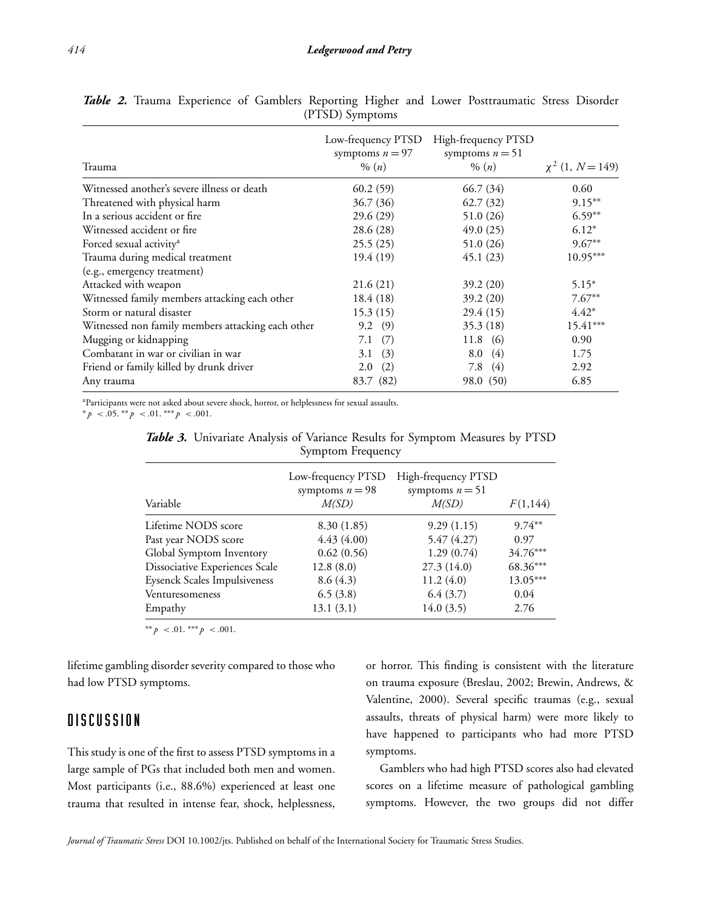***Table 2.*** Trauma Experience of Gamblers Reporting Higher and Lower Posttraumatic Stress Disorder (PTSD) Symptoms

| Trauma | Low-frequency PTSD symptoms $n = 97$ % ($n$) | High-frequency PTSD symptoms $n = 51$ % ($n$) | $\chi^2$ (1, $N = 149$) |
|---|---|---|---|
| Witnessed another's severe illness or death | 60.2 (59) | 66.7 (34) | 0.60 |
| Threatened with physical harm | 36.7 (36) | 62.7 (32) | 9.15** |
| In a serious accident or fire | 29.6 (29) | 51.0 (26) | 6.59** |
| Witnessed accident or fire | 28.6 (28) | 49.0 (25) | 6.12* |
| Forced sexual activity[a] | 25.5 (25) | 51.0 (26) | 9.67** |
| Trauma during medical treatment (e.g., emergency treatment) | 19.4 (19) | 45.1 (23) | 10.95*** |
| Attacked with weapon | 21.6 (21) | 39.2 (20) | 5.15* |
| Witnessed family members attacking each other | 18.4 (18) | 39.2 (20) | 7.67** |
| Storm or natural disaster | 15.3 (15) | 29.4 (15) | 4.42* |
| Witnessed non family members attacking each other | 9.2 (9) | 35.3 (18) | 15.41*** |
| Mugging or kidnapping | 7.1 (7) | 11.8 (6) | 0.90 |
| Combatant in war or civilian in war | 3.1 (3) | 8.0 (4) | 1.75 |
| Friend or family killed by drunk driver | 2.0 (2) | 7.8 (4) | 2.92 |
| Any trauma | 83.7 (82) | 98.0 (50) | 6.85 |

[a]Participants were not asked about severe shock, horror, or helplessness for sexual assaults.
*$p < .05$. **$p < .01$. ***$p < .001$.

***Table 3.*** Univariate Analysis of Variance Results for Symptom Measures by PTSD Symptom Frequency

| Variable | Low-frequency PTSD symptoms $n = 98$ $M(SD)$ | High-frequency PTSD symptoms $n = 51$ $M(SD)$ | $F(1,144)$ |
|---|---|---|---|
| Lifetime NODS score | 8.30 (1.85) | 9.29 (1.15) | 9.74** |
| Past year NODS score | 4.43 (4.00) | 5.47 (4.27) | 0.97 |
| Global Symptom Inventory | 0.62 (0.56) | 1.29 (0.74) | 34.76*** |
| Dissociative Experiences Scale | 12.8 (8.0) | 27.3 (14.0) | 68.36*** |
| Eysenck Scales Impulsiveness | 8.6 (4.3) | 11.2 (4.0) | 13.05*** |
| Venturesomeness | 6.5 (3.8) | 6.4 (3.7) | 0.04 |
| Empathy | 13.1 (3.1) | 14.0 (3.5) | 2.76 |

**$p < .01$. ***$p < .001$.

lifetime gambling disorder severity compared to those who had low PTSD symptoms.

## DISCUSSION

This study is one of the first to assess PTSD symptoms in a large sample of PGs that included both men and women. Most participants (i.e., 88.6%) experienced at least one trauma that resulted in intense fear, shock, helplessness, or horror. This finding is consistent with the literature on trauma exposure (Breslau, 2002; Brewin, Andrews, & Valentine, 2000). Several specific traumas (e.g., sexual assaults, threats of physical harm) were more likely to have happened to participants who had more PTSD symptoms.

Gamblers who had high PTSD scores also had elevated scores on a lifetime measure of pathological gambling symptoms. However, the two groups did not differ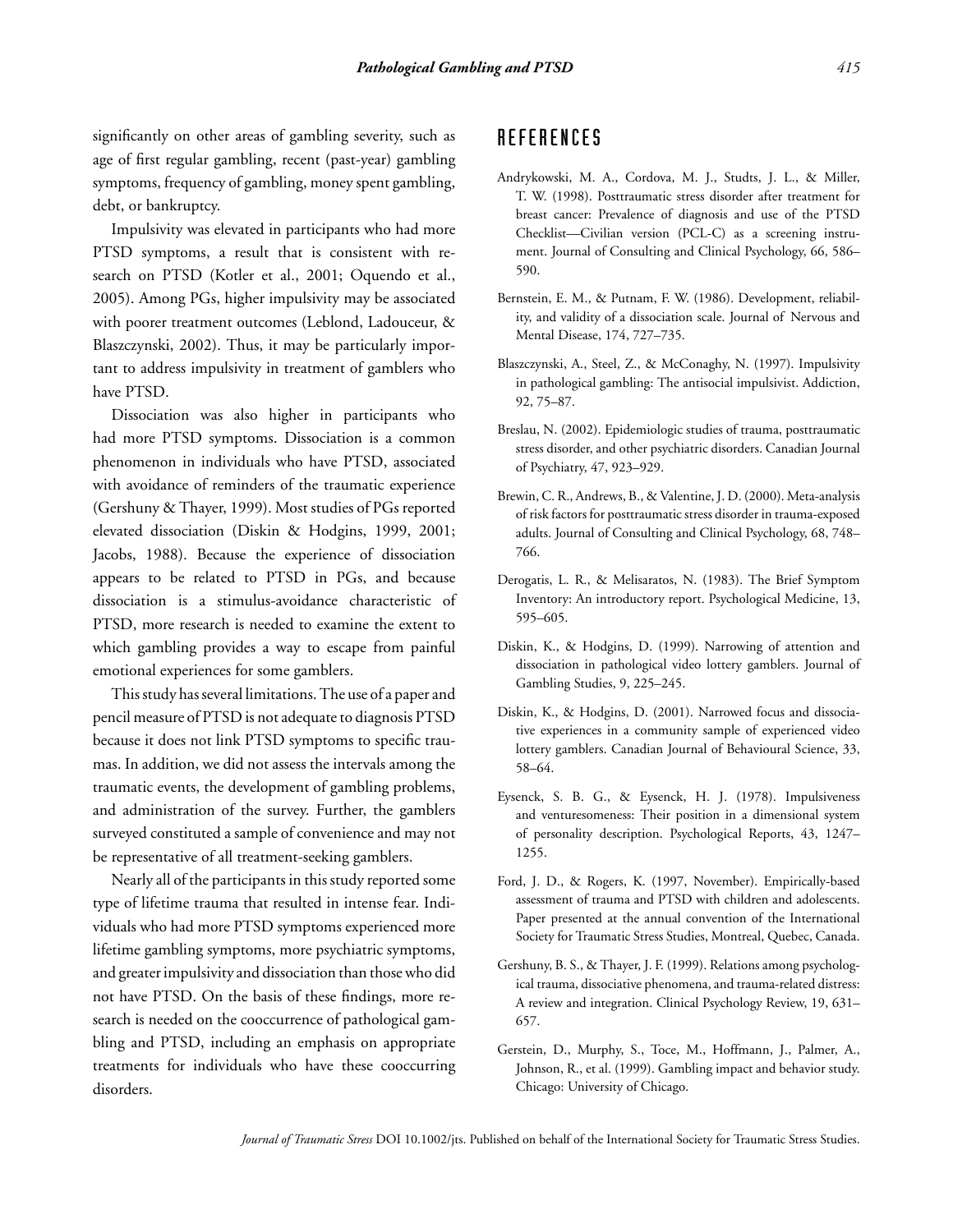significantly on other areas of gambling severity, such as age of first regular gambling, recent (past-year) gambling symptoms, frequency of gambling, money spent gambling, debt, or bankruptcy.

Impulsivity was elevated in participants who had more PTSD symptoms, a result that is consistent with research on PTSD (Kotler et al., 2001; Oquendo et al., 2005). Among PGs, higher impulsivity may be associated with poorer treatment outcomes (Leblond, Ladouceur, & Blaszczynski, 2002). Thus, it may be particularly important to address impulsivity in treatment of gamblers who have PTSD.

Dissociation was also higher in participants who had more PTSD symptoms. Dissociation is a common phenomenon in individuals who have PTSD, associated with avoidance of reminders of the traumatic experience (Gershuny & Thayer, 1999). Most studies of PGs reported elevated dissociation (Diskin & Hodgins, 1999, 2001; Jacobs, 1988). Because the experience of dissociation appears to be related to PTSD in PGs, and because dissociation is a stimulus-avoidance characteristic of PTSD, more research is needed to examine the extent to which gambling provides a way to escape from painful emotional experiences for some gamblers.

This study has several limitations. The use of a paper and pencil measure of PTSD is not adequate to diagnosis PTSD because it does not link PTSD symptoms to specific traumas. In addition, we did not assess the intervals among the traumatic events, the development of gambling problems, and administration of the survey. Further, the gamblers surveyed constituted a sample of convenience and may not be representative of all treatment-seeking gamblers.

Nearly all of the participants in this study reported some type of lifetime trauma that resulted in intense fear. Individuals who had more PTSD symptoms experienced more lifetime gambling symptoms, more psychiatric symptoms, and greater impulsivity and dissociation than those who did not have PTSD. On the basis of these findings, more research is needed on the cooccurrence of pathological gambling and PTSD, including an emphasis on appropriate treatments for individuals who have these cooccurring disorders.

## REFERENCES

Andrykowski, M. A., Cordova, M. J., Studts, J. L., & Miller, T. W. (1998). Posttraumatic stress disorder after treatment for breast cancer: Prevalence of diagnosis and use of the PTSD Checklist—Civilian version (PCL-C) as a screening instrument. Journal of Consulting and Clinical Psychology, 66, 586–590.

Bernstein, E. M., & Putnam, F. W. (1986). Development, reliability, and validity of a dissociation scale. Journal of Nervous and Mental Disease, 174, 727–735.

Blaszczynski, A., Steel, Z., & McConaghy, N. (1997). Impulsivity in pathological gambling: The antisocial impulsivist. Addiction, 92, 75–87.

Breslau, N. (2002). Epidemiologic studies of trauma, posttraumatic stress disorder, and other psychiatric disorders. Canadian Journal of Psychiatry, 47, 923–929.

Brewin, C. R., Andrews, B., & Valentine, J. D. (2000). Meta-analysis of risk factors for posttraumatic stress disorder in trauma-exposed adults. Journal of Consulting and Clinical Psychology, 68, 748–766.

Derogatis, L. R., & Melisaratos, N. (1983). The Brief Symptom Inventory: An introductory report. Psychological Medicine, 13, 595–605.

Diskin, K., & Hodgins, D. (1999). Narrowing of attention and dissociation in pathological video lottery gamblers. Journal of Gambling Studies, 9, 225–245.

Diskin, K., & Hodgins, D. (2001). Narrowed focus and dissociative experiences in a community sample of experienced video lottery gamblers. Canadian Journal of Behavioural Science, 33, 58–64.

Eysenck, S. B. G., & Eysenck, H. J. (1978). Impulsiveness and venturesomeness: Their position in a dimensional system of personality description. Psychological Reports, 43, 1247–1255.

Ford, J. D., & Rogers, K. (1997, November). Empirically-based assessment of trauma and PTSD with children and adolescents. Paper presented at the annual convention of the International Society for Traumatic Stress Studies, Montreal, Quebec, Canada.

Gershuny, B. S., & Thayer, J. F. (1999). Relations among psychological trauma, dissociative phenomena, and trauma-related distress: A review and integration. Clinical Psychology Review, 19, 631–657.

Gerstein, D., Murphy, S., Toce, M., Hoffmann, J., Palmer, A., Johnson, R., et al. (1999). Gambling impact and behavior study. Chicago: University of Chicago.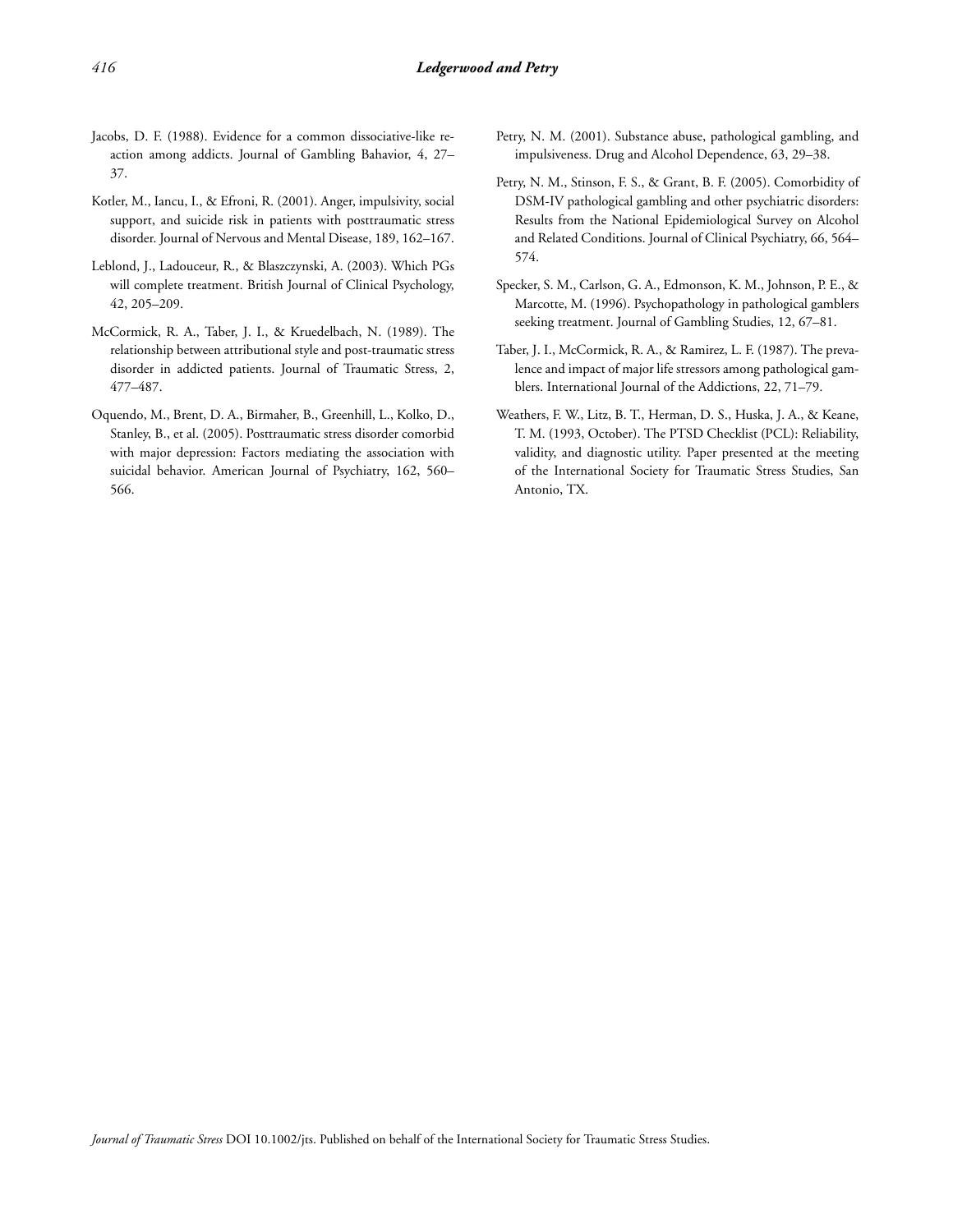Jacobs, D. F. (1988). Evidence for a common dissociative-like reaction among addicts. Journal of Gambling Bahavior, 4, 27–37.

Kotler, M., Iancu, I., & Efroni, R. (2001). Anger, impulsivity, social support, and suicide risk in patients with posttraumatic stress disorder. Journal of Nervous and Mental Disease, 189, 162–167.

Leblond, J., Ladouceur, R., & Blaszczynski, A. (2003). Which PGs will complete treatment. British Journal of Clinical Psychology, 42, 205–209.

McCormick, R. A., Taber, J. I., & Kruedelbach, N. (1989). The relationship between attributional style and post-traumatic stress disorder in addicted patients. Journal of Traumatic Stress, 2, 477–487.

Oquendo, M., Brent, D. A., Birmaher, B., Greenhill, L., Kolko, D., Stanley, B., et al. (2005). Posttraumatic stress disorder comorbid with major depression: Factors mediating the association with suicidal behavior. American Journal of Psychiatry, 162, 560–566.

Petry, N. M. (2001). Substance abuse, pathological gambling, and impulsiveness. Drug and Alcohol Dependence, 63, 29–38.

Petry, N. M., Stinson, F. S., & Grant, B. F. (2005). Comorbidity of DSM-IV pathological gambling and other psychiatric disorders: Results from the National Epidemiological Survey on Alcohol and Related Conditions. Journal of Clinical Psychiatry, 66, 564–574.

Specker, S. M., Carlson, G. A., Edmonson, K. M., Johnson, P. E., & Marcotte, M. (1996). Psychopathology in pathological gamblers seeking treatment. Journal of Gambling Studies, 12, 67–81.

Taber, J. I., McCormick, R. A., & Ramirez, L. F. (1987). The prevalence and impact of major life stressors among pathological gamblers. International Journal of the Addictions, 22, 71–79.

Weathers, F. W., Litz, B. T., Herman, D. S., Huska, J. A., & Keane, T. M. (1993, October). The PTSD Checklist (PCL): Reliability, validity, and diagnostic utility. Paper presented at the meeting of the International Society for Traumatic Stress Studies, San Antonio, TX.